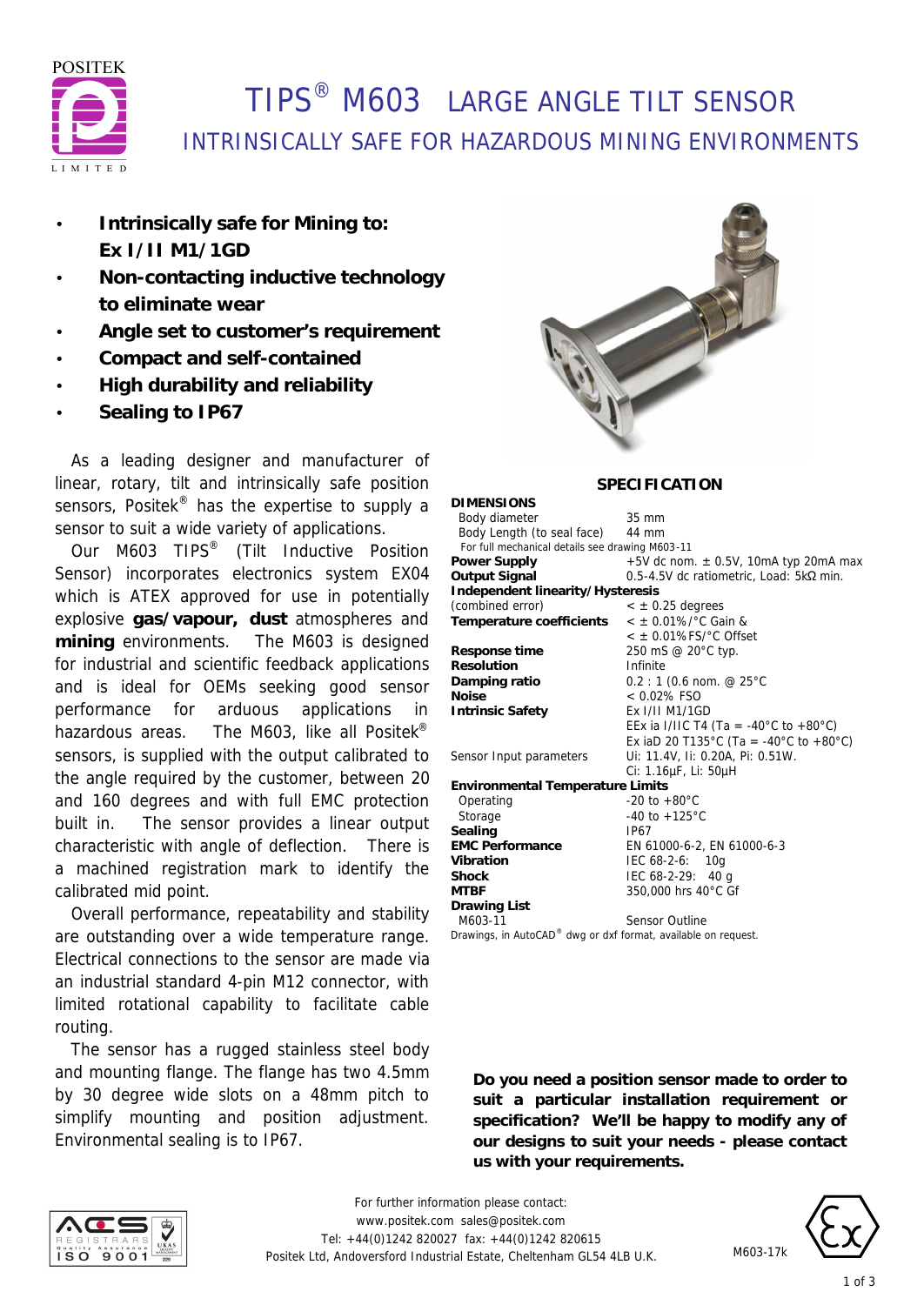# TIPS® M603 LARGE ANGLE TILT SENSOR

## INTRINSICALLY SAFE FOR HAZARDOUS MINING ENVIRONMENTS

- **Intrinsically safe for Mining to: Ex I/II M1/1GD**
- **Non-contacting inductive technology to eliminate wear**
- **Angle set to customer's requirement**
- **Compact and self-contained**
- **High durability and reliability**
- **Sealing to IP67**

As a leading designer and manufacturer of linear, rotary, tilt and intrinsically safe position sensors, Positek® has the expertise to supply a sensor to suit a wide variety of applications.

Our M603 TIPS® (Tilt Inductive Position Sensor) incorporates electronics system EX04 which is ATEX approved for use in potentially explosive **gas/vapour, dust** atmospheres and **mining** environments. The M603 is designed for industrial and scientific feedback applications and is ideal for OEMs seeking good sensor performance for arduous applications in hazardous areas. The M603, like all Positek® sensors, is supplied with the output calibrated to the angle required by the customer, between 20 and 160 degrees and with full EMC protection built in. The sensor provides a linear output characteristic with angle of deflection. There is a machined registration mark to identify the calibrated mid point.

Overall performance, repeatability and stability are outstanding over a wide temperature range. Electrical connections to the sensor are made via an industrial standard 4-pin M12 connector, with limited rotational capability to facilitate cable routing.

The sensor has a rugged stainless steel body and mounting flange. The flange has two 4.5mm by 30 degree wide slots on a 48mm pitch to simplify mounting and position adjustment. Environmental sealing is to IP67.

### SPECIFICATION

| | |
|---|---|
| **DIMENSIONS** | |
| Body diameter | 35 mm |
| Body Length (to seal face) | 44 mm |
| For full mechanical details see drawing M603-11 | |
| **Power Supply** | +5V dc nom. ± 0.5V, 10mA typ 20mA max |
| **Output Signal** | 0.5-4.5V dc ratiometric, Load: 5kΩ min. |
| **Independent linearity/Hysteresis** (combined error) | < ± 0.25 degrees |
| **Temperature coefficients** | < ± 0.01%/°C Gain & < ± 0.01%FS/°C Offset |
| **Response time** | 250 mS @ 20°C typ. |
| **Resolution** | Infinite |
| **Damping ratio** | 0.2 : 1 (0.6 nom. @ 25°C |
| **Noise** | < 0.02% FSO |
| **Intrinsic Safety** | Ex I/II M1/1GD<br>EEx ia I/IIC T4 (Ta = -40°C to +80°C)<br>Ex iaD 20 T135°C (Ta = -40°C to +80°C) |
| Sensor Input parameters | Ui: 11.4V, Ii: 0.20A, Pi: 0.51W.<br>Ci: 1.16µF, Li: 50µH |
| **Environmental Temperature Limits** | |
| Operating | -20 to +80°C |
| Storage | -40 to +125°C |
| **Sealing** | IP67 |
| **EMC Performance** | EN 61000-6-2, EN 61000-6-3 |
| **Vibration** | IEC 68-2-6: 10g |
| **Shock** | IEC 68-2-29: 40 g |
| **MTBF** | 350,000 hrs 40°C Gf |
| **Drawing List** | |
| M603-11 | Sensor Outline |

Drawings, in AutoCAD® dwg or dxf format, available on request.

**Do you need a position sensor made to order to suit a particular installation requirement or specification? We'll be happy to modify any of our designs to suit your needs - please contact us with your requirements.**

For further information please contact:
www.positek.com sales@positek.com
Tel: +44(0)1242 820027 fax: +44(0)1242 820615
Positek Ltd, Andoversford Industrial Estate, Cheltenham GL54 4LB U.K.

M603-17k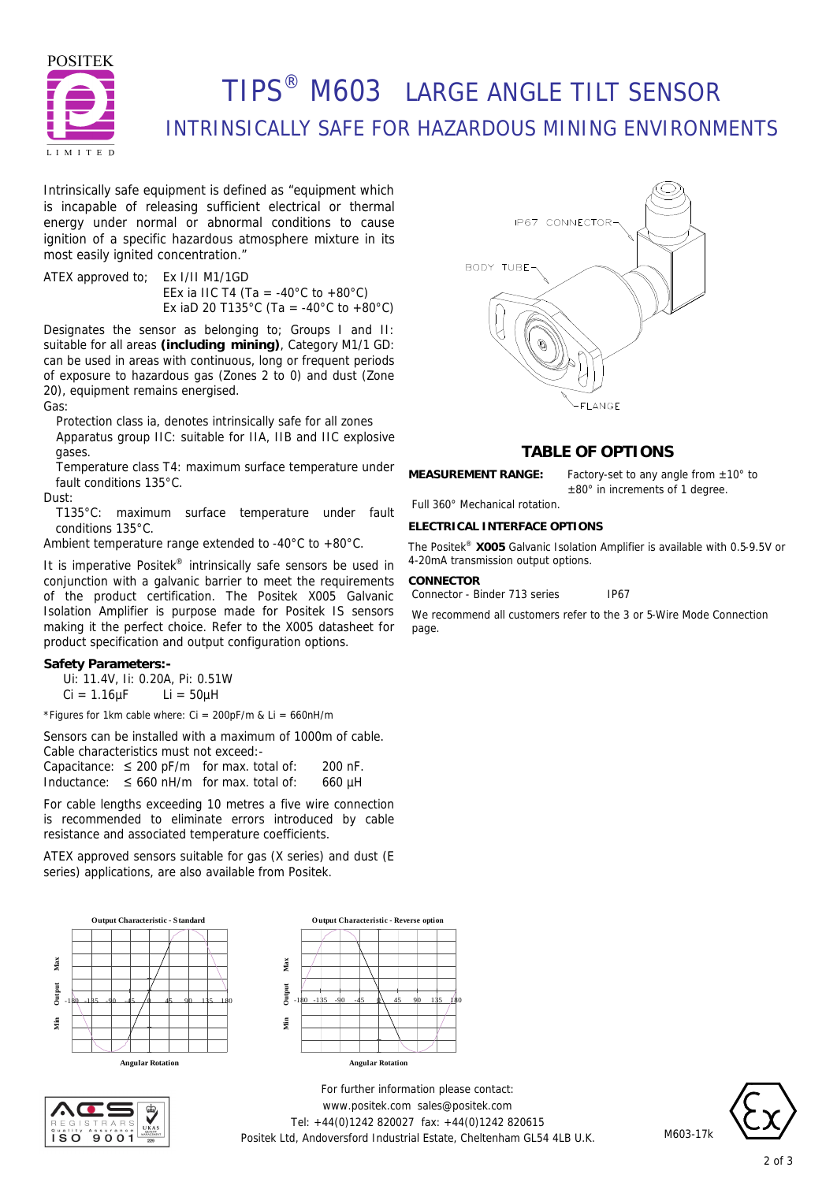# TIPS® M603 LARGE ANGLE TILT SENSOR

## INTRINSICALLY SAFE FOR HAZARDOUS MINING ENVIRONMENTS

Intrinsically safe equipment is defined as "equipment which is incapable of releasing sufficient electrical or thermal energy under normal or abnormal conditions to cause ignition of a specific hazardous atmosphere mixture in its most easily ignited concentration."

ATEX approved to; Ex I/II M1/1GD
EEx ia IIC T4 (Ta = -40°C to +80°C)
Ex iaD 20 T135°C (Ta = -40°C to +80°C)

Designates the sensor as belonging to; Groups I and II: suitable for all areas **(including mining)**, Category M1/1 GD: can be used in areas with continuous, long or frequent periods of exposure to hazardous gas (Zones 2 to 0) and dust (Zone 20), equipment remains energised.

Gas:

- Protection class ia, denotes intrinsically safe for all zones
- Apparatus group IIC: suitable for IIA, IIB and IIC explosive gases.
- Temperature class T4: maximum surface temperature under fault conditions 135°C.

Dust:

- T135°C: maximum surface temperature under fault conditions 135°C.

Ambient temperature range extended to -40°C to +80°C.

It is imperative Positek® intrinsically safe sensors be used in conjunction with a galvanic barrier to meet the requirements of the product certification. The Positek X005 Galvanic Isolation Amplifier is purpose made for Positek IS sensors making it the perfect choice. Refer to the X005 datasheet for product specification and output configuration options.

**Safety Parameters:-**

Ui: 11.4V, Ii: 0.20A, Pi: 0.51W
Ci = 1.16µF Li = 50µH

*Figures for 1km cable where: Ci = 200pF/m & Li = 660nH/m

Sensors can be installed with a maximum of 1000m of cable. Cable characteristics must not exceed:-

| | | | |
|---|---|---|---|
| Capacitance: | ≤ 200 pF/m | for max. total of: | 200 nF. |
| Inductance: | ≤ 660 nH/m | for max. total of: | 660 µH |

For cable lengths exceeding 10 metres a five wire connection is recommended to eliminate errors introduced by cable resistance and associated temperature coefficients.

ATEX approved sensors suitable for gas (X series) and dust (E series) applications, are also available from Positek.

IP67 CONNECTOR
BODY TUBE
FLANGE

## TABLE OF OPTIONS

**MEASUREMENT RANGE:** Factory-set to any angle from ±10° to ±80° in increments of 1 degree.

Full 360° Mechanical rotation.

**ELECTRICAL INTERFACE OPTIONS**

The Positek® **X005** Galvanic Isolation Amplifier is available with 0.5-9.5V or 4-20mA transmission output options.

**CONNECTOR**

Connector - Binder 713 series IP67

We recommend all customers refer to the 3 or 5-Wire Mode Connection page.

Output Characteristic - Standard

Output Characteristic - Reverse option

For further information please contact:
www.positek.com sales@positek.com
Tel: +44(0)1242 820027 fax: +44(0)1242 820615
Positek Ltd, Andoversford Industrial Estate, Cheltenham GL54 4LB U.K.

M603-17k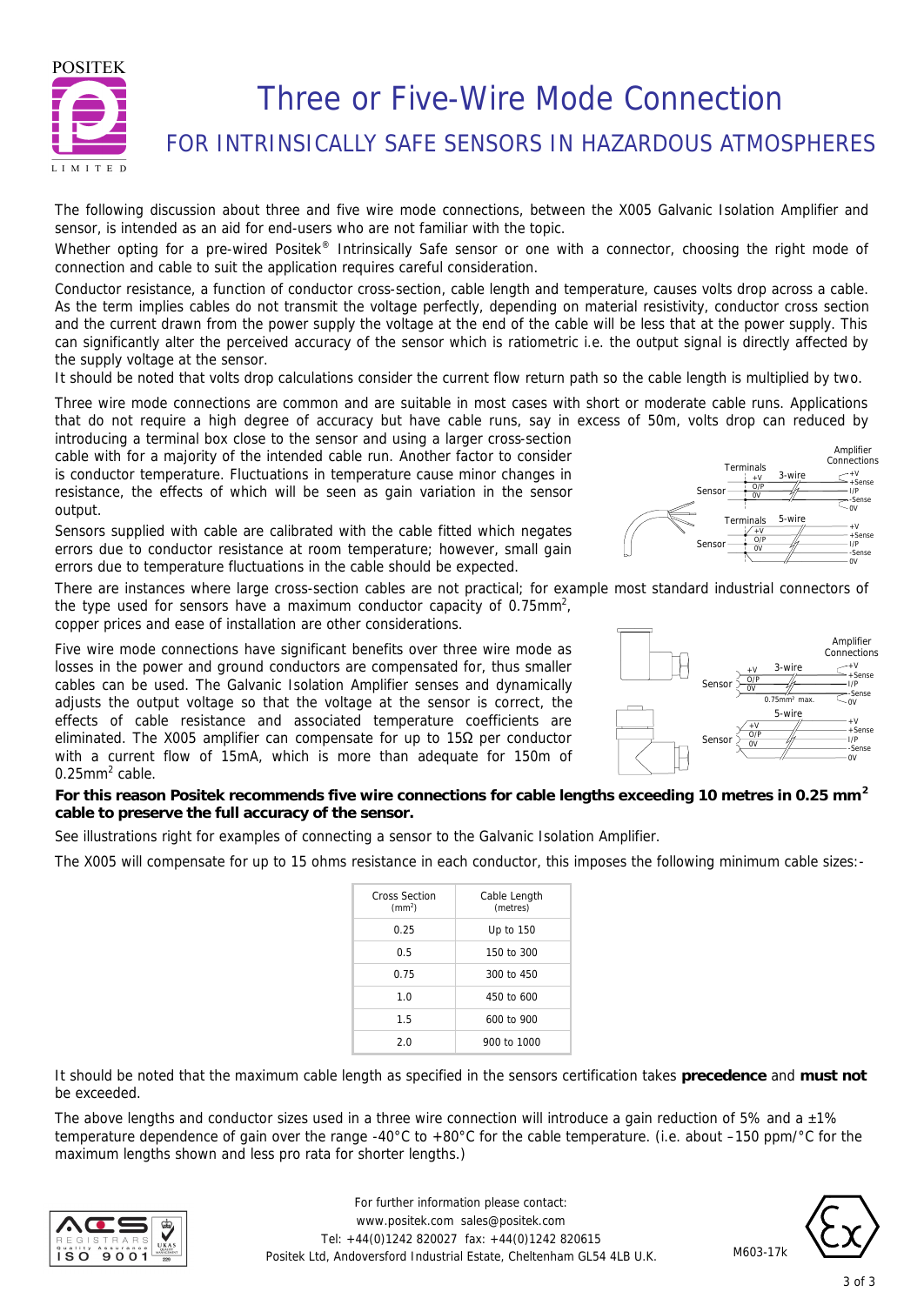# Three or Five-Wire Mode Connection

## FOR INTRINSICALLY SAFE SENSORS IN HAZARDOUS ATMOSPHERES

The following discussion about three and five wire mode connections, between the X005 Galvanic Isolation Amplifier and sensor, is intended as an aid for end-users who are not familiar with the topic.

Whether opting for a pre-wired Positek® Intrinsically Safe sensor or one with a connector, choosing the right mode of connection and cable to suit the application requires careful consideration.

Conductor resistance, a function of conductor cross-section, cable length and temperature, causes volts drop across a cable. As the term implies cables do not transmit the voltage perfectly, depending on material resistivity, conductor cross section and the current drawn from the power supply the voltage at the end of the cable will be less that at the power supply. This can significantly alter the perceived accuracy of the sensor which is ratiometric i.e. the output signal is directly affected by the supply voltage at the sensor.

It should be noted that volts drop calculations consider the current flow return path so the cable length is multiplied by two.

Three wire mode connections are common and are suitable in most cases with short or moderate cable runs. Applications that do not require a high degree of accuracy but have cable runs, say in excess of 50m, volts drop can reduced by introducing a terminal box close to the sensor and using a larger cross-section cable with for a majority of the intended cable run. Another factor to consider is conductor temperature. Fluctuations in temperature cause minor changes in resistance, the effects of which will be seen as gain variation in the sensor output.

Sensors supplied with cable are calibrated with the cable fitted which negates errors due to conductor resistance at room temperature; however, small gain errors due to temperature fluctuations in the cable should be expected.

Terminals
Sensor
+V
O/P
0V
3-wire
Amplifier Connections
+V
+Sense
I/P
-Sense
0V
Terminals
Sensor
+V
O/P
0V
5-wire
+V
+Sense
I/P
-Sense
0V

There are instances where large cross-section cables are not practical; for example most standard industrial connectors of the type used for sensors have a maximum conductor capacity of 0.75mm², copper prices and ease of installation are other considerations.

Five wire mode connections have significant benefits over three wire mode as losses in the power and ground conductors are compensated for, thus smaller cables can be used. The Galvanic Isolation Amplifier senses and dynamically adjusts the output voltage so that the voltage at the sensor is correct, the effects of cable resistance and associated temperature coefficients are eliminated. The X005 amplifier can compensate for up to 15Ω per conductor with a current flow of 15mA, which is more than adequate for 150m of 0.25mm² cable.

Amplifier Connections
Sensor
+V
O/P
0V
3-wire
0.75mm² max.
+V
+Sense
I/P
-Sense
0V
5-wire
Sensor
+V
O/P
0V
+V
+Sense
I/P
-Sense
0V

**For this reason Positek recommends five wire connections for cable lengths exceeding 10 metres in 0.25 mm² cable to preserve the full accuracy of the sensor.**

See illustrations right for examples of connecting a sensor to the Galvanic Isolation Amplifier.

The X005 will compensate for up to 15 ohms resistance in each conductor, this imposes the following minimum cable sizes:-

| Cross Section (mm²) | Cable Length (metres) |
|---|---|
| 0.25 | Up to 150 |
| 0.5 | 150 to 300 |
| 0.75 | 300 to 450 |
| 1.0 | 450 to 600 |
| 1.5 | 600 to 900 |
| 2.0 | 900 to 1000 |

It should be noted that the maximum cable length as specified in the sensors certification takes **precedence** and **must not** be exceeded.

The above lengths and conductor sizes used in a three wire connection will introduce a gain reduction of 5% and a ±1% temperature dependence of gain over the range -40°C to +80°C for the cable temperature. (i.e. about –150 ppm/°C for the maximum lengths shown and less pro rata for shorter lengths.)

For further information please contact:
www.positek.com sales@positek.com
Tel: +44(0)1242 820027 fax: +44(0)1242 820615
Positek Ltd, Andoversford Industrial Estate, Cheltenham GL54 4LB U.K.

M603-17k